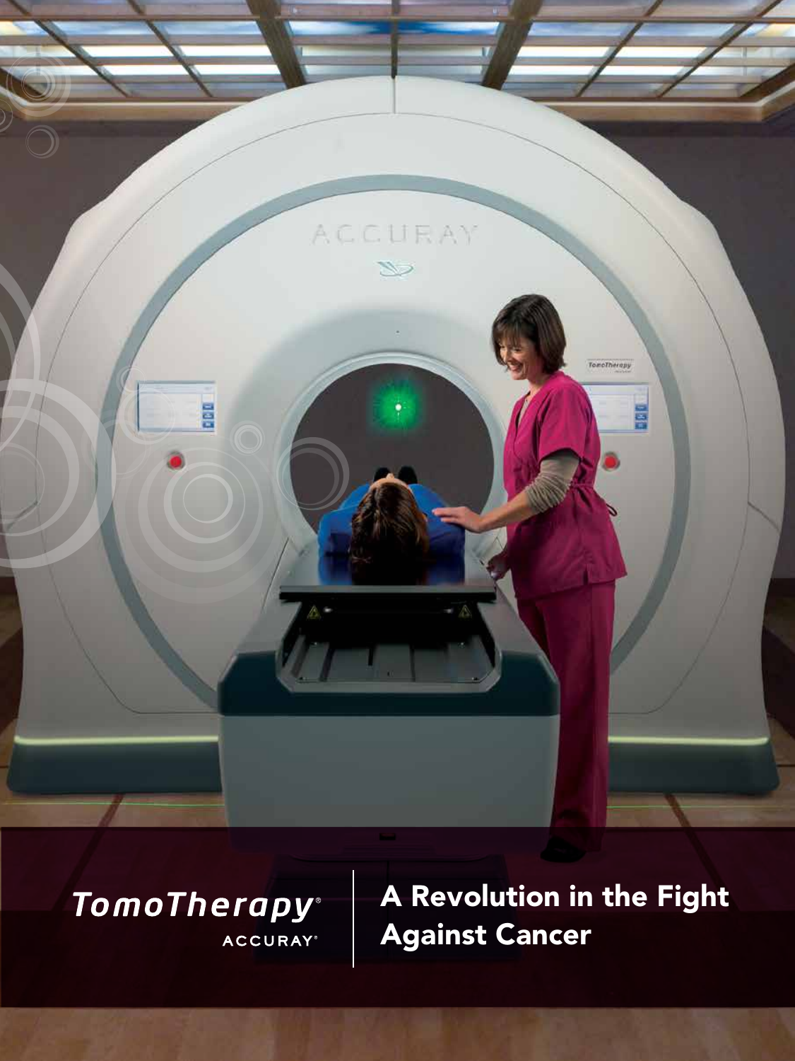TomoTherapy®

ACCURAY®

# A Revolution in the Fight Against Cancer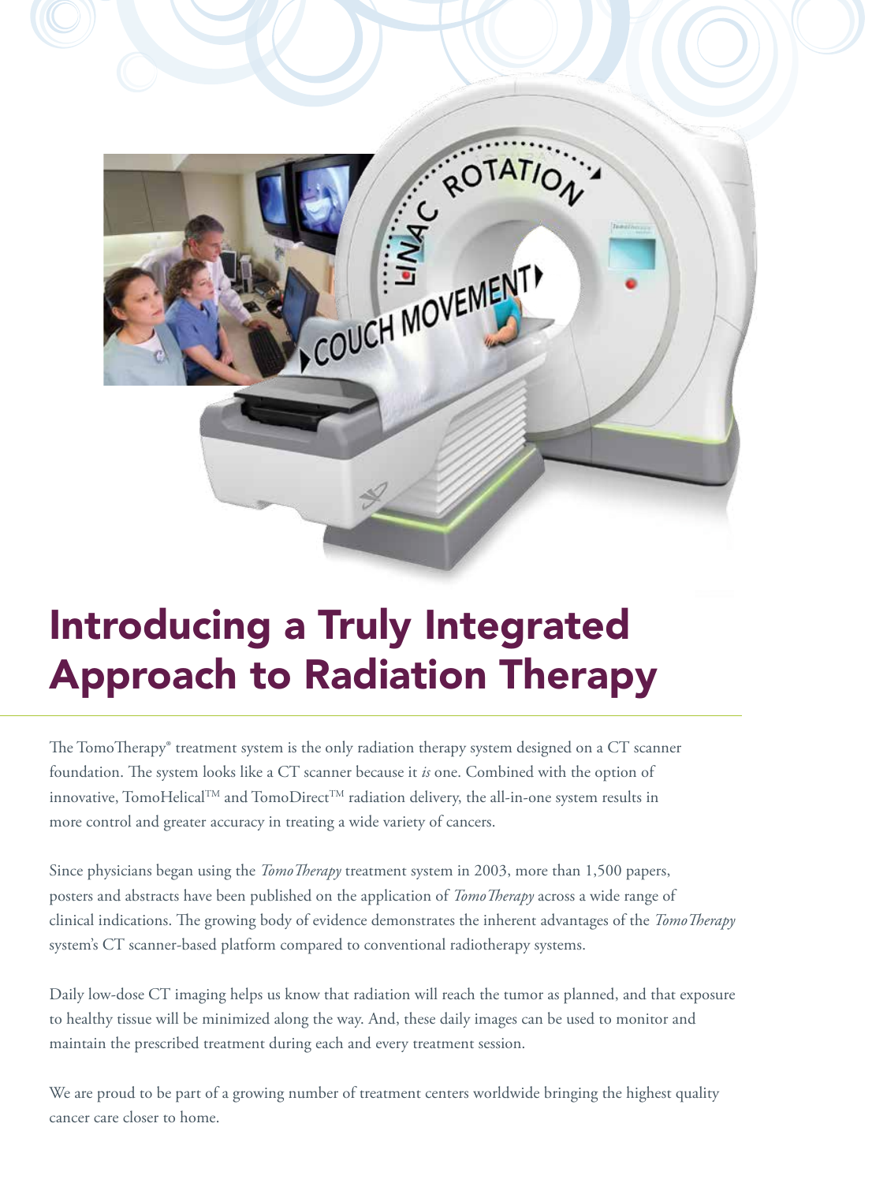# Introducing a Truly Integrated Approach to Radiation Therapy

The TomoTherapy® treatment system is the only radiation therapy system designed on a CT scanner foundation. The system looks like a CT scanner because it *is* one. Combined with the option of innovative, TomoHelical™ and TomoDirect™ radiation delivery, the all-in-one system results in more control and greater accuracy in treating a wide variety of cancers.

Since physicians began using the *TomoTherapy* treatment system in 2003, more than 1,500 papers, posters and abstracts have been published on the application of *TomoTherapy* across a wide range of clinical indications. The growing body of evidence demonstrates the inherent advantages of the *TomoTherapy* system's CT scanner-based platform compared to conventional radiotherapy systems.

Daily low-dose CT imaging helps us know that radiation will reach the tumor as planned, and that exposure to healthy tissue will be minimized along the way. And, these daily images can be used to monitor and maintain the prescribed treatment during each and every treatment session.

We are proud to be part of a growing number of treatment centers worldwide bringing the highest quality cancer care closer to home.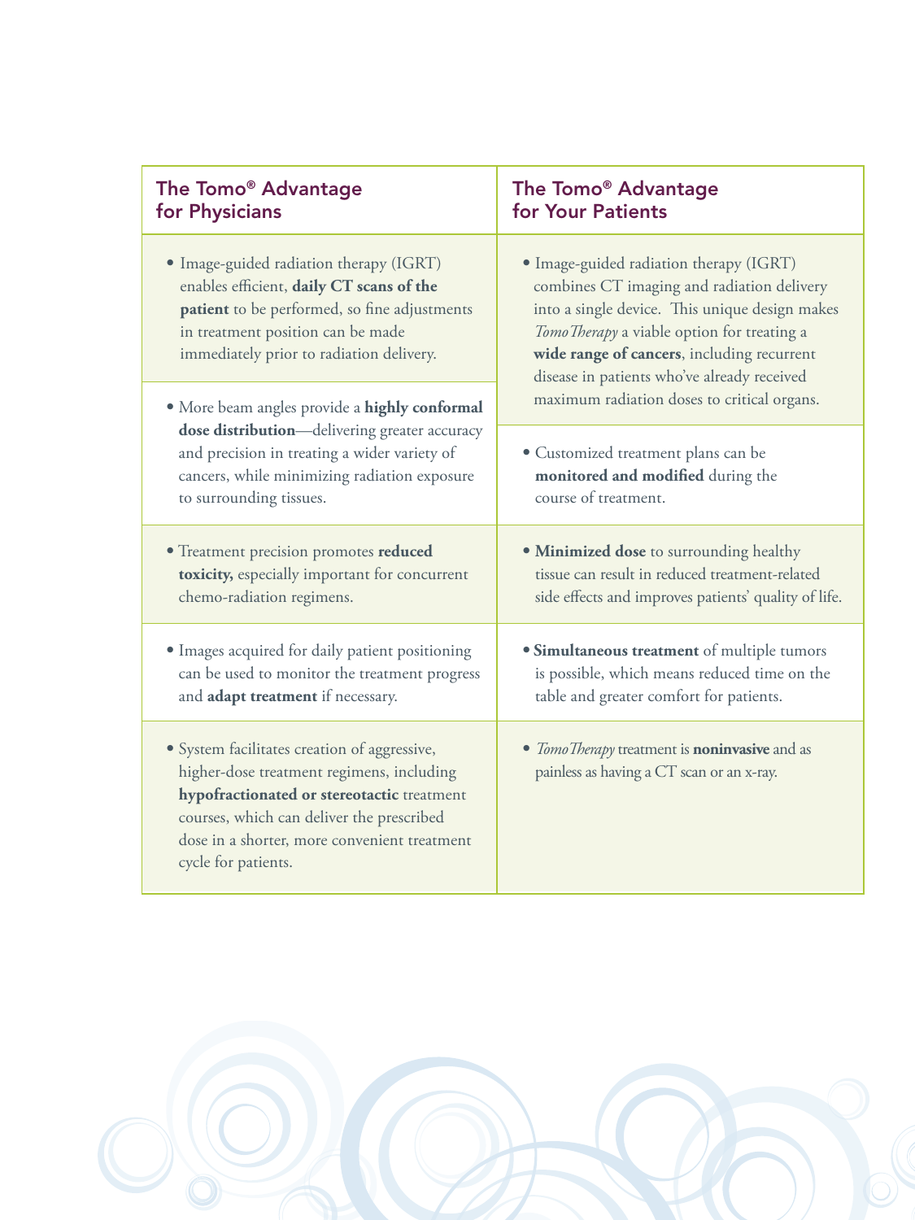| The Tomo® Advantage for Physicians | The Tomo® Advantage for Your Patients |
|---|---|
| • Image-guided radiation therapy (IGRT) enables efficient, **daily CT scans of the patient** to be performed, so fine adjustments in treatment position can be made immediately prior to radiation delivery. | • Image-guided radiation therapy (IGRT) combines CT imaging and radiation delivery into a single device. This unique design makes *TomoTherapy* a viable option for treating a **wide range of cancers**, including recurrent disease in patients who've already received maximum radiation doses to critical organs. |
| • More beam angles provide a **highly conformal dose distribution**—delivering greater accuracy and precision in treating a wider variety of cancers, while minimizing radiation exposure to surrounding tissues. | • Customized treatment plans can be **monitored and modified** during the course of treatment. |
| • Treatment precision promotes **reduced toxicity,** especially important for concurrent chemo-radiation regimens. | • **Minimized dose** to surrounding healthy tissue can result in reduced treatment-related side effects and improves patients' quality of life. |
| • Images acquired for daily patient positioning can be used to monitor the treatment progress and **adapt treatment** if necessary. | • **Simultaneous treatment** of multiple tumors is possible, which means reduced time on the table and greater comfort for patients. |
| • System facilitates creation of aggressive, higher-dose treatment regimens, including **hypofractionated or stereotactic** treatment courses, which can deliver the prescribed dose in a shorter, more convenient treatment cycle for patients. | • *TomoTherapy* treatment is **noninvasive** and as painless as having a CT scan or an x-ray. |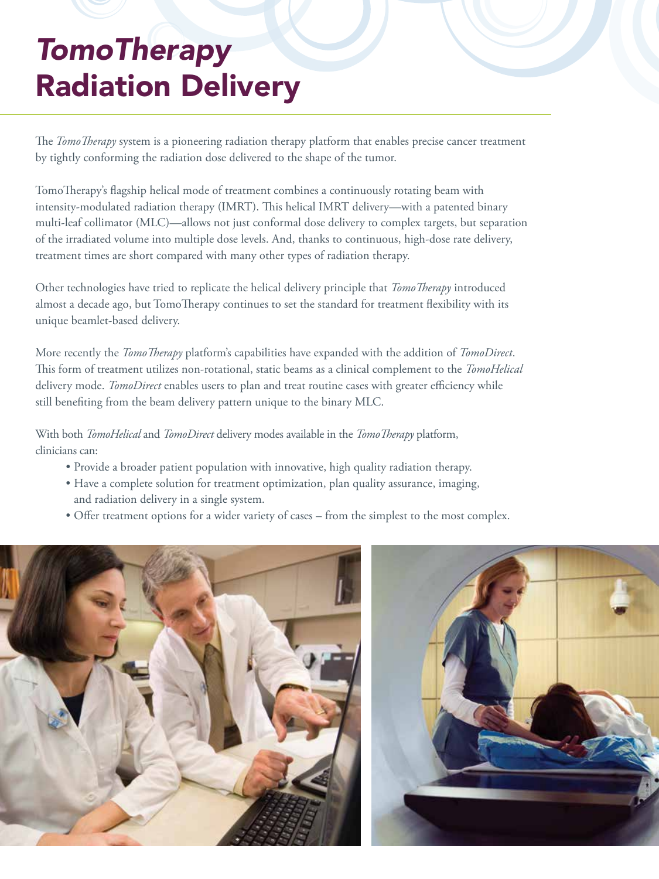# *TomoTherapy* Radiation Delivery

The *TomoTherapy* system is a pioneering radiation therapy platform that enables precise cancer treatment by tightly conforming the radiation dose delivered to the shape of the tumor.

TomoTherapy's flagship helical mode of treatment combines a continuously rotating beam with intensity-modulated radiation therapy (IMRT). This helical IMRT delivery—with a patented binary multi-leaf collimator (MLC)—allows not just conformal dose delivery to complex targets, but separation of the irradiated volume into multiple dose levels. And, thanks to continuous, high-dose rate delivery, treatment times are short compared with many other types of radiation therapy.

Other technologies have tried to replicate the helical delivery principle that *TomoTherapy* introduced almost a decade ago, but TomoTherapy continues to set the standard for treatment flexibility with its unique beamlet-based delivery.

More recently the *TomoTherapy* platform's capabilities have expanded with the addition of *TomoDirect*. This form of treatment utilizes non-rotational, static beams as a clinical complement to the *TomoHelical* delivery mode. *TomoDirect* enables users to plan and treat routine cases with greater efficiency while still benefiting from the beam delivery pattern unique to the binary MLC.

With both *TomoHelical* and *TomoDirect* delivery modes available in the *TomoTherapy* platform, clinicians can:

- Provide a broader patient population with innovative, high quality radiation therapy.
- Have a complete solution for treatment optimization, plan quality assurance, imaging, and radiation delivery in a single system.
- Offer treatment options for a wider variety of cases – from the simplest to the most complex.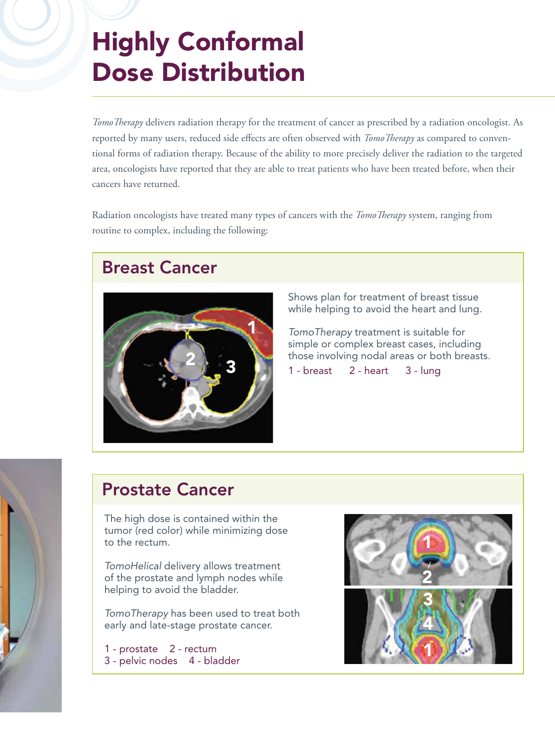# Highly Conformal Dose Distribution

*TomoTherapy* delivers radiation therapy for the treatment of cancer as prescribed by a radiation oncologist. As reported by many users, reduced side effects are often observed with *TomoTherapy* as compared to conventional forms of radiation therapy. Because of the ability to more precisely deliver the radiation to the targeted area, oncologists have reported that they are able to treat patients who have been treated before, when their cancers have returned.

Radiation oncologists have treated many types of cancers with the *TomoTherapy* system, ranging from routine to complex, including the following:

## Breast Cancer

Shows plan for treatment of breast tissue while helping to avoid the heart and lung.

*TomoTherapy* treatment is suitable for simple or complex breast cases, including those involving nodal areas or both breasts.

1 - breast  2 - heart  3 - lung

## Prostate Cancer

The high dose is contained within the tumor (red color) while minimizing dose to the rectum.

*TomoHelical* delivery allows treatment of the prostate and lymph nodes while helping to avoid the bladder.

*TomoTherapy* has been used to treat both early and late-stage prostate cancer.

1 - prostate  2 - rectum
3 - pelvic nodes  4 - bladder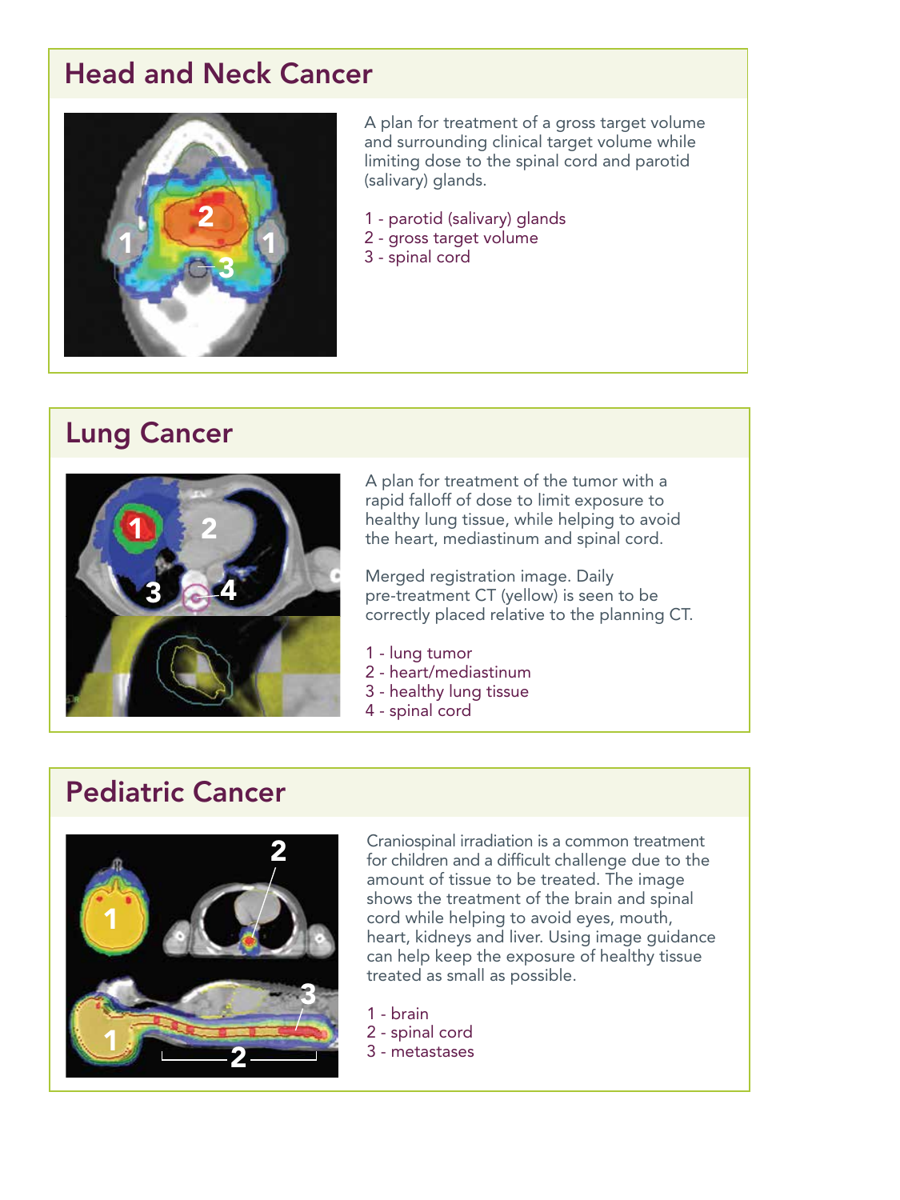## Head and Neck Cancer

A plan for treatment of a gross target volume and surrounding clinical target volume while limiting dose to the spinal cord and parotid (salivary) glands.

1 - parotid (salivary) glands
2 - gross target volume
3 - spinal cord

## Lung Cancer

A plan for treatment of the tumor with a rapid falloff of dose to limit exposure to healthy lung tissue, while helping to avoid the heart, mediastinum and spinal cord.

Merged registration image. Daily pre-treatment CT (yellow) is seen to be correctly placed relative to the planning CT.

1 - lung tumor
2 - heart/mediastinum
3 - healthy lung tissue
4 - spinal cord

## Pediatric Cancer

Craniospinal irradiation is a common treatment for children and a difficult challenge due to the amount of tissue to be treated. The image shows the treatment of the brain and spinal cord while helping to avoid eyes, mouth, heart, kidneys and liver. Using image guidance can help keep the exposure of healthy tissue treated as small as possible.

1 - brain
2 - spinal cord
3 - metastases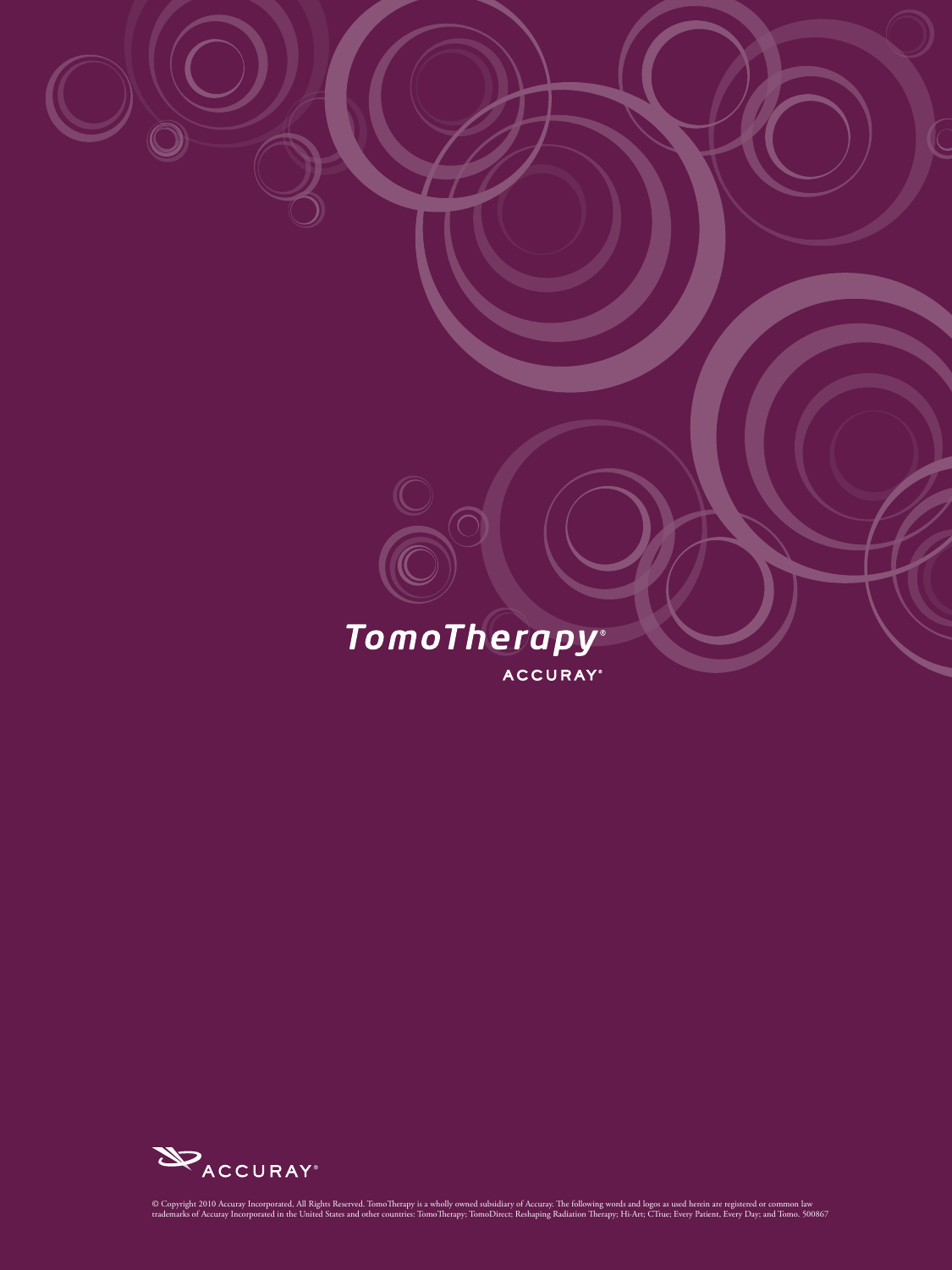TomoTherapy®

ACCURAY®

ACCURAY®

© Copyright 2010 Accuray Incorporated, All Rights Reserved. TomoTherapy is a wholly owned subsidiary of Accuray. The following words and logos as used herein are registered or common law trademarks of Accuray Incorporated in the United States and other countries: TomoTherapy; TomoDirect; Reshaping Radiation Therapy; Hi-Art; CTrue; Every Patient, Every Day; and Tomo. 500867